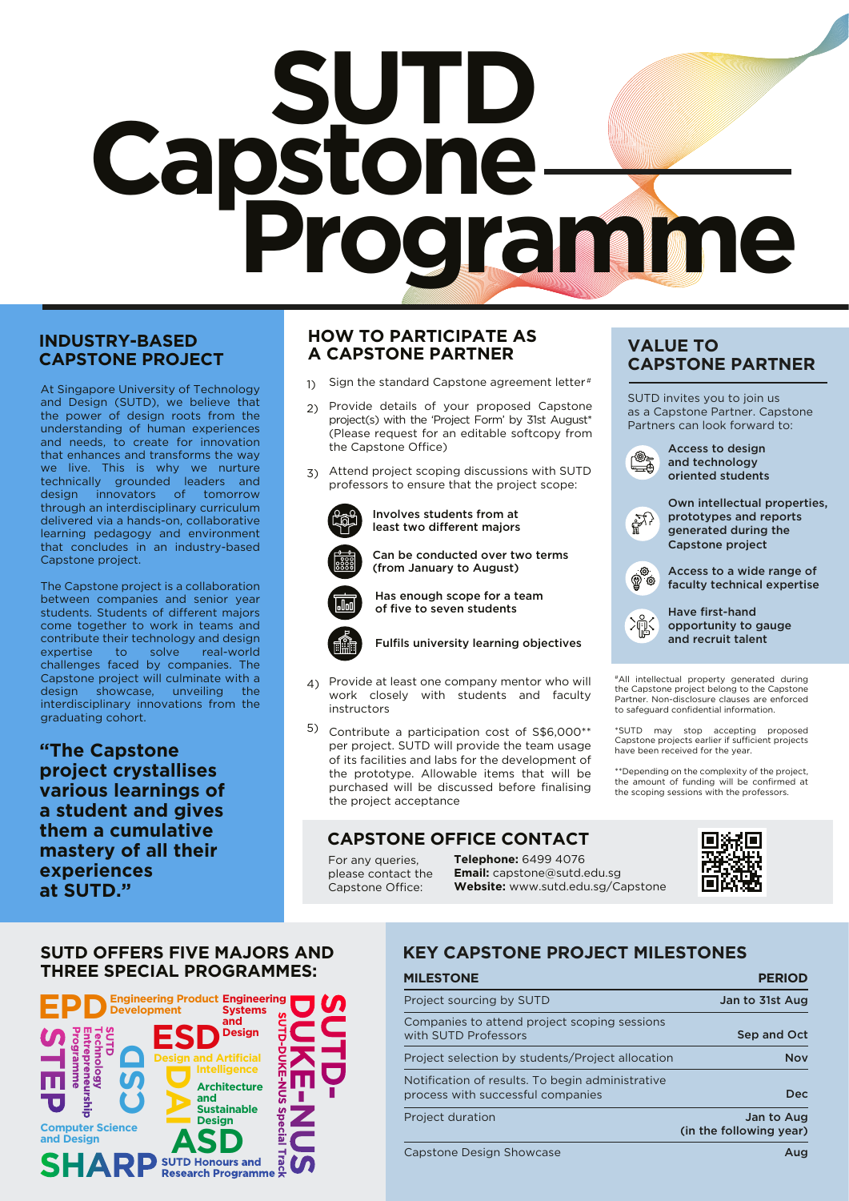# SUTD Capstone Programme

## INDUSTRY-BASED CAPSTONE PROJECT

At Singapore University of Technology and Design (SUTD), we believe that the power of design roots from the understanding of human experiences and needs, to create for innovation that enhances and transforms the way we live. This is why we nurture technically grounded leaders and design innovators of tomorrow through an interdisciplinary curriculum delivered via a hands-on, collaborative learning pedagogy and environment that concludes in an industry-based Capstone project.

The Capstone project is a collaboration between companies and senior year students. Students of different majors come together to work in teams and contribute their technology and design expertise to solve real-world challenges faced by companies. The Capstone project will culminate with a design showcase, unveiling the interdisciplinary innovations from the graduating cohort.

**"The Capstone project crystallises various learnings of a student and gives them a cumulative mastery of all their experiences at SUTD."**

## HOW TO PARTICIPATE AS A CAPSTONE PARTNER

1) Sign the standard Capstone agreement letter#
2) Provide details of your proposed Capstone project(s) with the 'Project Form' by 31st August* (Please request for an editable softcopy from the Capstone Office)
3) Attend project scoping discussions with SUTD professors to ensure that the project scope:
   - Involves students from at least two different majors
   - Can be conducted over two terms (from January to August)
   - Has enough scope for a team of five to seven students
   - Fulfils university learning objectives
4) Provide at least one company mentor who will work closely with students and faculty instructors
5) Contribute a participation cost of S$6,000** per project. SUTD will provide the team usage of its facilities and labs for the development of the prototype. Allowable items that will be purchased will be discussed before finalising the project acceptance

## VALUE TO CAPSTONE PARTNER

SUTD invites you to join us as a Capstone Partner. Capstone Partners can look forward to:

- Access to design and technology oriented students
- Own intellectual properties, prototypes and reports generated during the Capstone project
- Access to a wide range of faculty technical expertise
- Have first-hand opportunity to gauge and recruit talent

#All intellectual property generated during the Capstone project belong to the Capstone Partner. Non-disclosure clauses are enforced to safeguard confidential information.

*SUTD may stop accepting proposed Capstone projects earlier if sufficient projects have been received for the year.

**Depending on the complexity of the project, the amount of funding will be confirmed at the scoping sessions with the professors.

## CAPSTONE OFFICE CONTACT

For any queries, please contact the Capstone Office:

**Telephone:** 6499 4076
**Email:** capstone@sutd.edu.sg
**Website:** www.sutd.edu.sg/Capstone

## SUTD OFFERS FIVE MAJORS AND THREE SPECIAL PROGRAMMES:

- EPD – Engineering Product Development
- ESD – Engineering Systems and Design
- CSD – Computer Science and Design
- DAI – Design and Artificial Intelligence
- ASD – Architecture and Sustainable Design
- STEP – SUTD Technology Entrepreneurship Programme
- SHARP – SUTD Honours and Research Programme
- SUTD-DUKE-NUS – SUTD-DUKE-NUS Special Track

## KEY CAPSTONE PROJECT MILESTONES

| MILESTONE | PERIOD |
|---|---|
| Project sourcing by SUTD | Jan to 31st Aug |
| Companies to attend project scoping sessions with SUTD Professors | Sep and Oct |
| Project selection by students/Project allocation | Nov |
| Notification of results. To begin administrative process with successful companies | Dec |
| Project duration | Jan to Aug (in the following year) |
| Capstone Design Showcase | Aug |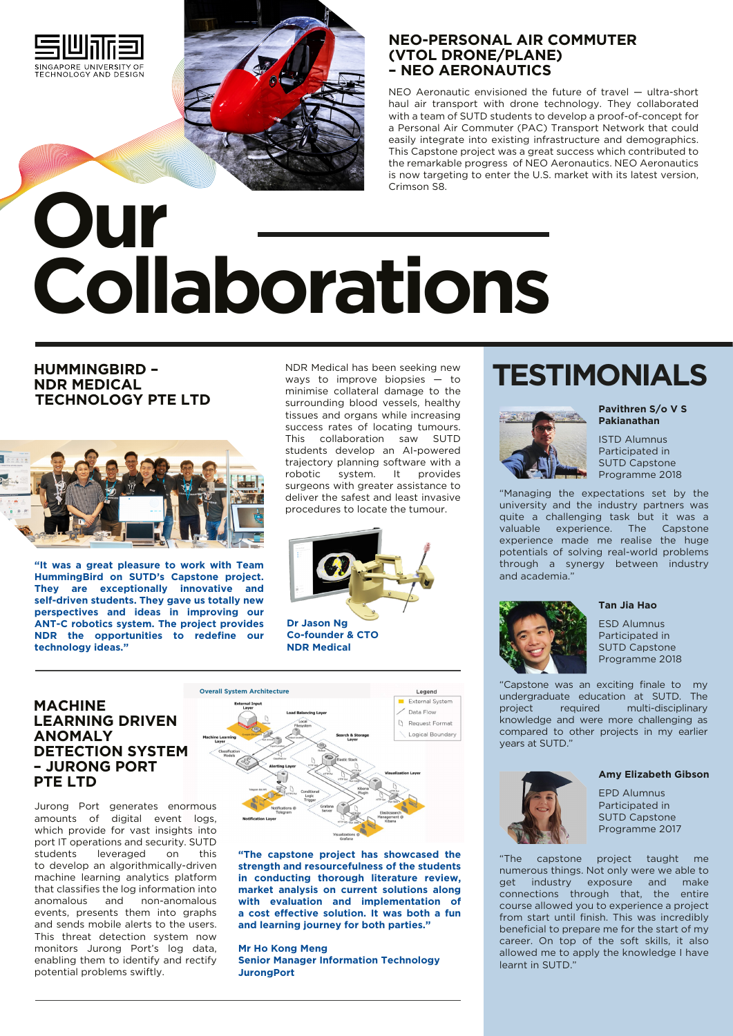# Our Collaborations

## NEO-PERSONAL AIR COMMUTER (VTOL DRONE/PLANE) – NEO AERONAUTICS

NEO Aeronautic envisioned the future of travel — ultra-short haul air transport with drone technology. They collaborated with a team of SUTD students to develop a proof-of-concept for a Personal Air Commuter (PAC) Transport Network that could easily integrate into existing infrastructure and demographics. This Capstone project was a great success which contributed to the remarkable progress of NEO Aeronautics. NEO Aeronautics is now targeting to enter the U.S. market with its latest version, Crimson S8.

## HUMMINGBIRD – NDR MEDICAL TECHNOLOGY PTE LTD

**"It was a great pleasure to work with Team HummingBird on SUTD's Capstone project. They are exceptionally innovative and self-driven students. They gave us totally new perspectives and ideas in improving our ANT-C robotics system. The project provides NDR the opportunities to redefine our technology ideas."**

NDR Medical has been seeking new ways to improve biopsies — to minimise collateral damage to the surrounding blood vessels, healthy tissues and organs while increasing success rates of locating tumours. This collaboration saw SUTD students develop an AI-powered trajectory planning software with a robotic system. It provides surgeons with greater assistance to deliver the safest and least invasive procedures to locate the tumour.

**Dr Jason Ng**
**Co-founder & CTO**
**NDR Medical**

## MACHINE LEARNING DRIVEN ANOMALY DETECTION SYSTEM – JURONG PORT PTE LTD

Jurong Port generates enormous amounts of digital event logs, which provide for vast insights into port IT operations and security. SUTD students leveraged on this to develop an algorithmically-driven machine learning analytics platform that classifies the log information into anomalous and non-anomalous events, presents them into graphs and sends mobile alerts to the users. This threat detection system now monitors Jurong Port's log data, enabling them to identify and rectify potential problems swiftly.

Overall System Architecture

**"The capstone project has showcased the strength and resourcefulness of the students in conducting thorough literature review, market analysis on current solutions along with evaluation and implementation of a cost effective solution. It was both a fun and learning journey for both parties."**

**Mr Ho Kong Meng**
**Senior Manager Information Technology**
**JurongPort**

# TESTIMONIALS

**Pavithren S/o V S Pakianathan**

ISTD Alumnus
Participated in SUTD Capstone Programme 2018

"Managing the expectations set by the university and the industry partners was quite a challenging task but it was a valuable experience. The Capstone experience made me realise the huge potentials of solving real-world problems through a synergy between industry and academia."

**Tan Jia Hao**

ESD Alumnus
Participated in SUTD Capstone Programme 2018

"Capstone was an exciting finale to my undergraduate education at SUTD. The project required multi-disciplinary knowledge and were more challenging as compared to other projects in my earlier years at SUTD."

**Amy Elizabeth Gibson**

EPD Alumnus
Participated in SUTD Capstone Programme 2017

"The capstone project taught me numerous things. Not only were we able to get industry exposure and make connections through that, the entire course allowed you to experience a project from start until finish. This was incredibly beneficial to prepare me for the start of my career. On top of the soft skills, it also allowed me to apply the knowledge I have learnt in SUTD."